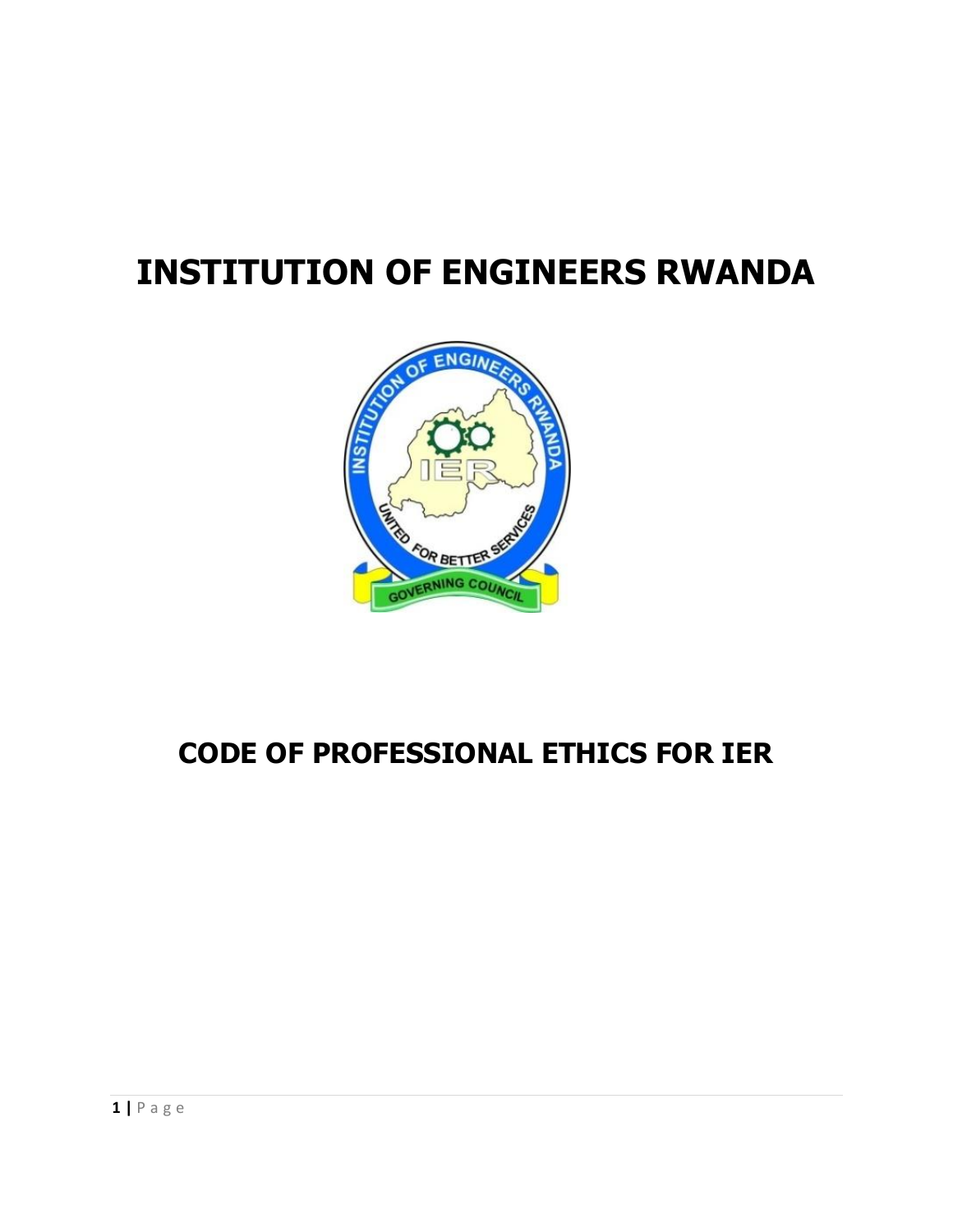# INSTITUTION OF ENGINEERS RWANDA

## CODE OF PROFESSIONAL ETHICS FOR IER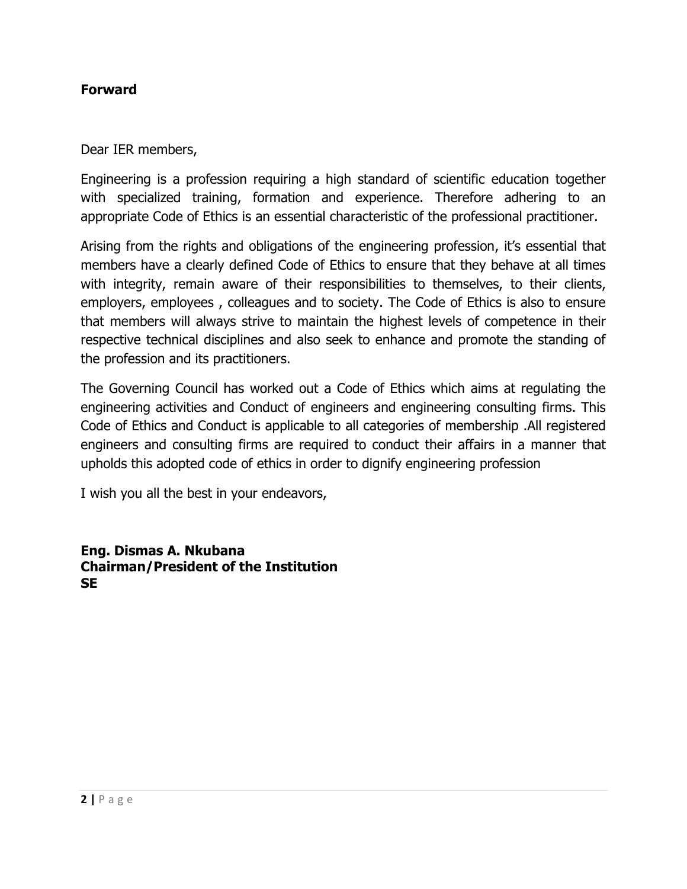**Forward**

Dear IER members,

Engineering is a profession requiring a high standard of scientific education together with specialized training, formation and experience. Therefore adhering to an appropriate Code of Ethics is an essential characteristic of the professional practitioner.

Arising from the rights and obligations of the engineering profession, it's essential that members have a clearly defined Code of Ethics to ensure that they behave at all times with integrity, remain aware of their responsibilities to themselves, to their clients, employers, employees , colleagues and to society. The Code of Ethics is also to ensure that members will always strive to maintain the highest levels of competence in their respective technical disciplines and also seek to enhance and promote the standing of the profession and its practitioners.

The Governing Council has worked out a Code of Ethics which aims at regulating the engineering activities and Conduct of engineers and engineering consulting firms. This Code of Ethics and Conduct is applicable to all categories of membership .All registered engineers and consulting firms are required to conduct their affairs in a manner that upholds this adopted code of ethics in order to dignify engineering profession

I wish you all the best in your endeavors,

**Eng. Dismas A. Nkubana**
**Chairman/President of the Institution**
**SE**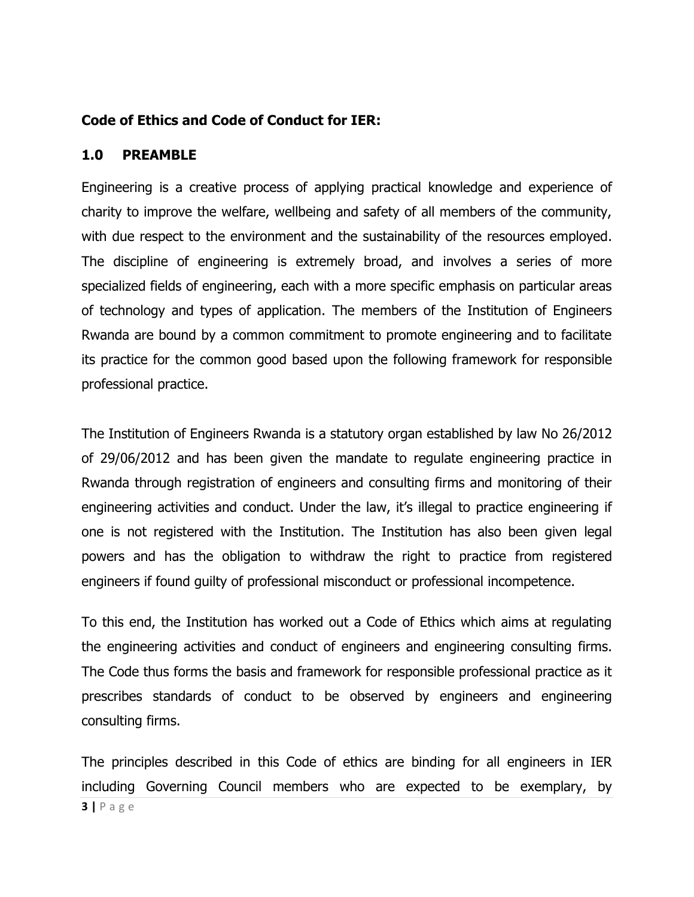**Code of Ethics and Code of Conduct for IER:**

## 1.0 PREAMBLE

Engineering is a creative process of applying practical knowledge and experience of charity to improve the welfare, wellbeing and safety of all members of the community, with due respect to the environment and the sustainability of the resources employed. The discipline of engineering is extremely broad, and involves a series of more specialized fields of engineering, each with a more specific emphasis on particular areas of technology and types of application. The members of the Institution of Engineers Rwanda are bound by a common commitment to promote engineering and to facilitate its practice for the common good based upon the following framework for responsible professional practice.

The Institution of Engineers Rwanda is a statutory organ established by law No 26/2012 of 29/06/2012 and has been given the mandate to regulate engineering practice in Rwanda through registration of engineers and consulting firms and monitoring of their engineering activities and conduct. Under the law, it's illegal to practice engineering if one is not registered with the Institution. The Institution has also been given legal powers and has the obligation to withdraw the right to practice from registered engineers if found guilty of professional misconduct or professional incompetence.

To this end, the Institution has worked out a Code of Ethics which aims at regulating the engineering activities and conduct of engineers and engineering consulting firms. The Code thus forms the basis and framework for responsible professional practice as it prescribes standards of conduct to be observed by engineers and engineering consulting firms.

The principles described in this Code of ethics are binding for all engineers in IER including Governing Council members who are expected to be exemplary, by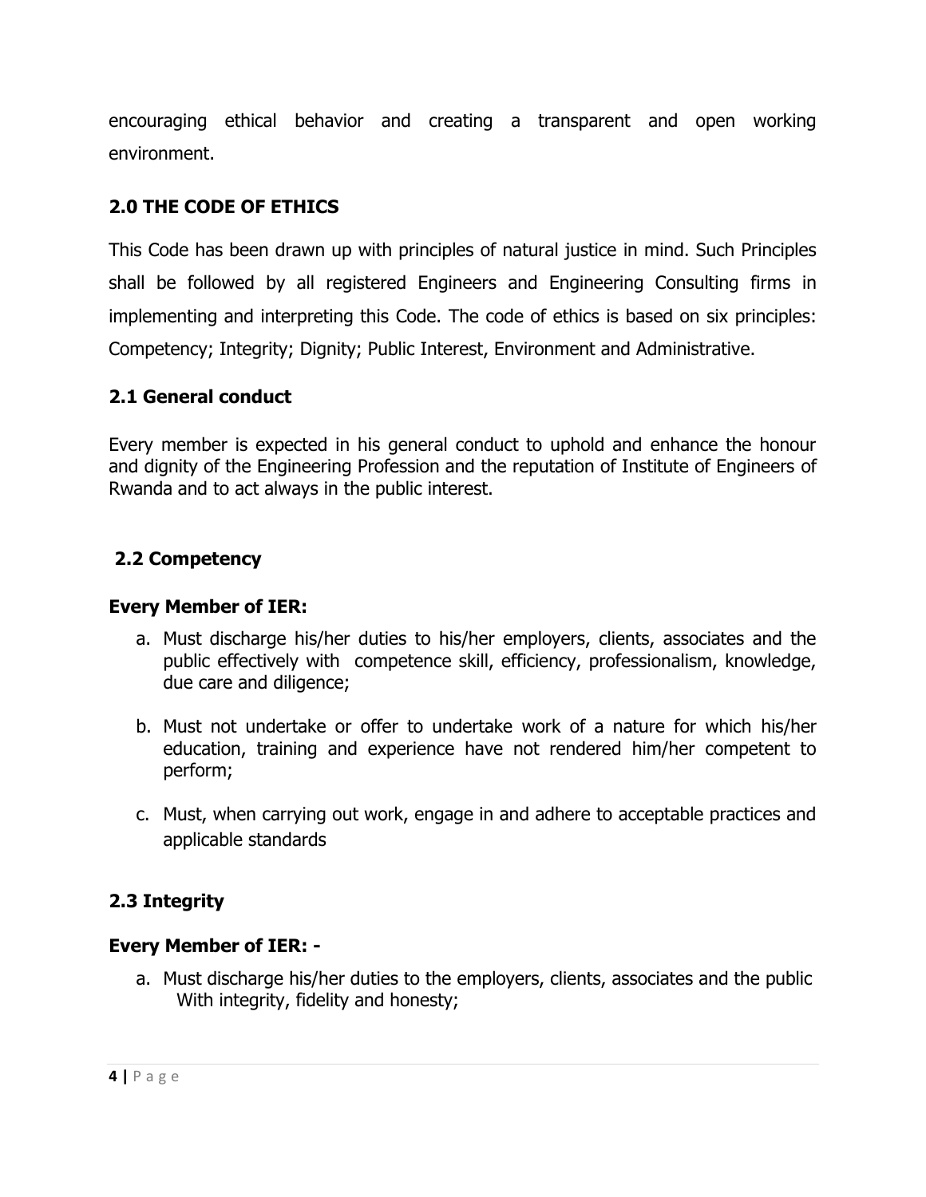encouraging ethical behavior and creating a transparent and open working environment.

## 2.0 THE CODE OF ETHICS

This Code has been drawn up with principles of natural justice in mind. Such Principles shall be followed by all registered Engineers and Engineering Consulting firms in implementing and interpreting this Code. The code of ethics is based on six principles: Competency; Integrity; Dignity; Public Interest, Environment and Administrative.

### 2.1 General conduct

Every member is expected in his general conduct to uphold and enhance the honour and dignity of the Engineering Profession and the reputation of Institute of Engineers of Rwanda and to act always in the public interest.

### 2.2 Competency

**Every Member of IER:**

a. Must discharge his/her duties to his/her employers, clients, associates and the public effectively with competence skill, efficiency, professionalism, knowledge, due care and diligence;

b. Must not undertake or offer to undertake work of a nature for which his/her education, training and experience have not rendered him/her competent to perform;

c. Must, when carrying out work, engage in and adhere to acceptable practices and applicable standards

### 2.3 Integrity

**Every Member of IER: -**

a. Must discharge his/her duties to the employers, clients, associates and the public With integrity, fidelity and honesty;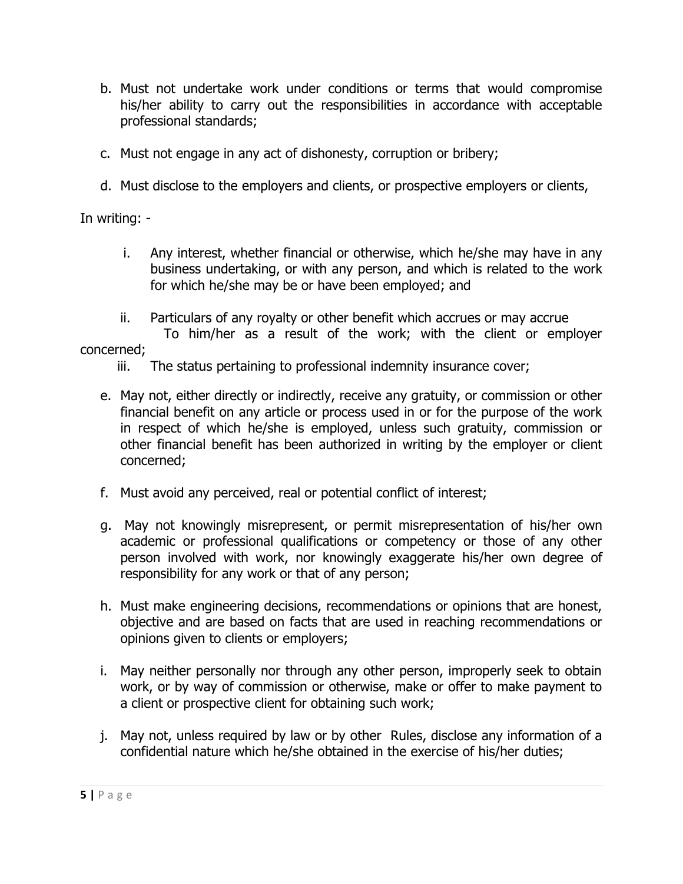b. Must not undertake work under conditions or terms that would compromise his/her ability to carry out the responsibilities in accordance with acceptable professional standards;

c. Must not engage in any act of dishonesty, corruption or bribery;

d. Must disclose to the employers and clients, or prospective employers or clients,

In writing: -

i. Any interest, whether financial or otherwise, which he/she may have in any business undertaking, or with any person, and which is related to the work for which he/she may be or have been employed; and

ii. Particulars of any royalty or other benefit which accrues or may accrue To him/her as a result of the work; with the client or employer concerned;

iii. The status pertaining to professional indemnity insurance cover;

e. May not, either directly or indirectly, receive any gratuity, or commission or other financial benefit on any article or process used in or for the purpose of the work in respect of which he/she is employed, unless such gratuity, commission or other financial benefit has been authorized in writing by the employer or client concerned;

f. Must avoid any perceived, real or potential conflict of interest;

g. May not knowingly misrepresent, or permit misrepresentation of his/her own academic or professional qualifications or competency or those of any other person involved with work, nor knowingly exaggerate his/her own degree of responsibility for any work or that of any person;

h. Must make engineering decisions, recommendations or opinions that are honest, objective and are based on facts that are used in reaching recommendations or opinions given to clients or employers;

i. May neither personally nor through any other person, improperly seek to obtain work, or by way of commission or otherwise, make or offer to make payment to a client or prospective client for obtaining such work;

j. May not, unless required by law or by other Rules, disclose any information of a confidential nature which he/she obtained in the exercise of his/her duties;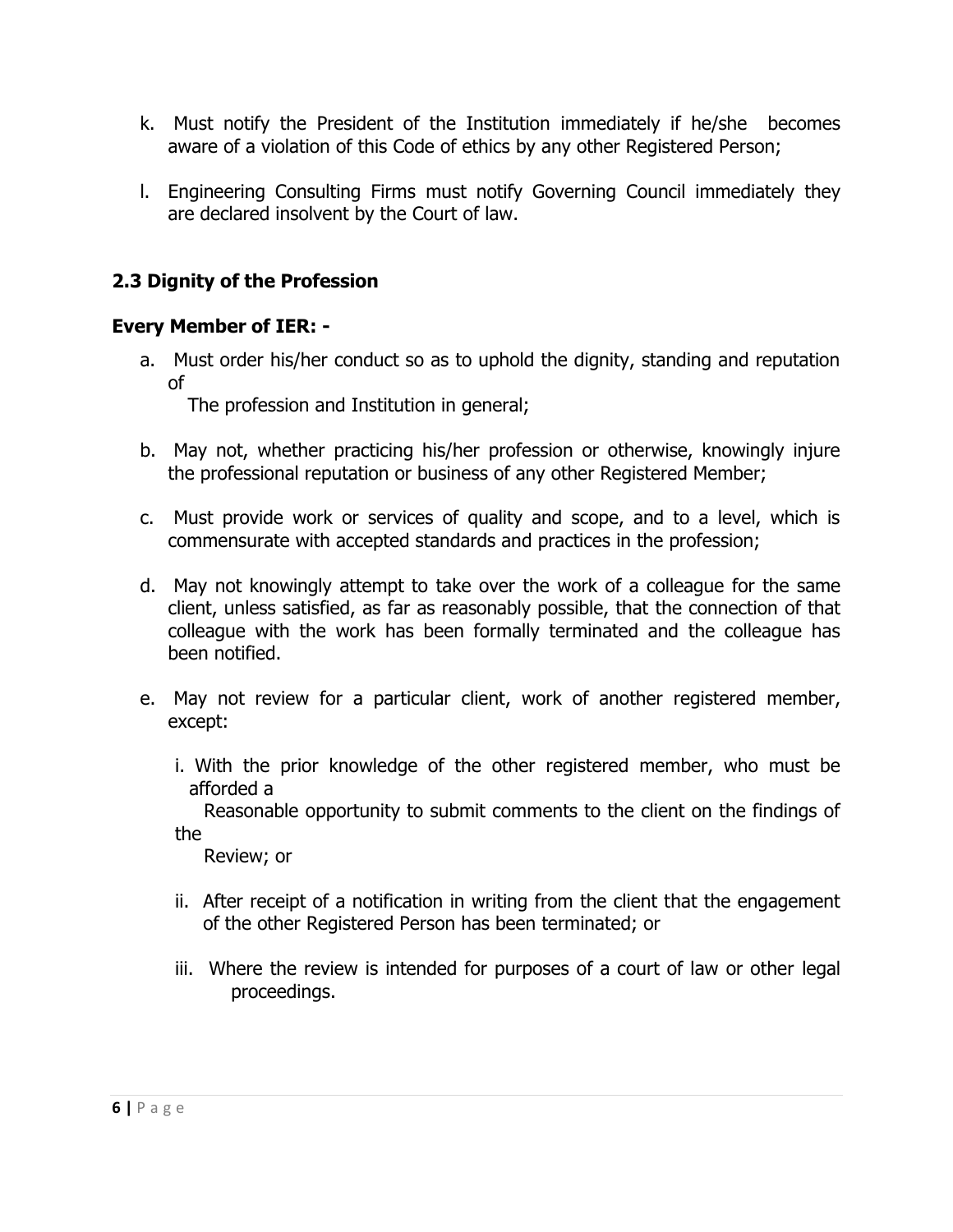k. Must notify the President of the Institution immediately if he/she becomes aware of a violation of this Code of ethics by any other Registered Person;

l. Engineering Consulting Firms must notify Governing Council immediately they are declared insolvent by the Court of law.

### 2.3 Dignity of the Profession

**Every Member of IER: -**

a. Must order his/her conduct so as to uphold the dignity, standing and reputation of The profession and Institution in general;

b. May not, whether practicing his/her profession or otherwise, knowingly injure the professional reputation or business of any other Registered Member;

c. Must provide work or services of quality and scope, and to a level, which is commensurate with accepted standards and practices in the profession;

d. May not knowingly attempt to take over the work of a colleague for the same client, unless satisfied, as far as reasonably possible, that the connection of that colleague with the work has been formally terminated and the colleague has been notified.

e. May not review for a particular client, work of another registered member, except:

   i. With the prior knowledge of the other registered member, who must be afforded a Reasonable opportunity to submit comments to the client on the findings of the Review; or

   ii. After receipt of a notification in writing from the client that the engagement of the other Registered Person has been terminated; or

   iii. Where the review is intended for purposes of a court of law or other legal proceedings.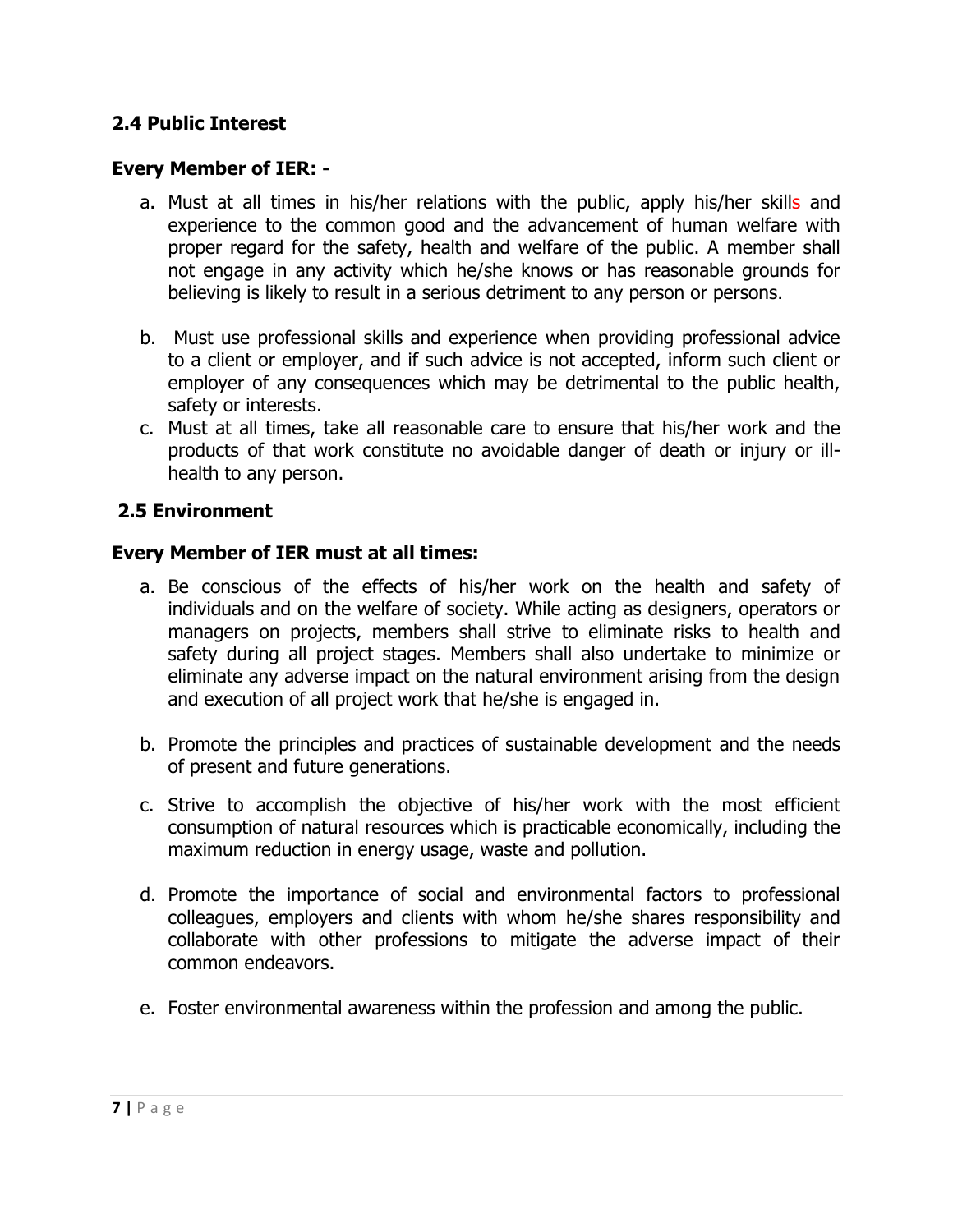### 2.4 Public Interest

**Every Member of IER: -**

a. Must at all times in his/her relations with the public, apply his/her skills and experience to the common good and the advancement of human welfare with proper regard for the safety, health and welfare of the public. A member shall not engage in any activity which he/she knows or has reasonable grounds for believing is likely to result in a serious detriment to any person or persons.

b. Must use professional skills and experience when providing professional advice to a client or employer, and if such advice is not accepted, inform such client or employer of any consequences which may be detrimental to the public health, safety or interests.

c. Must at all times, take all reasonable care to ensure that his/her work and the products of that work constitute no avoidable danger of death or injury or ill-health to any person.

### 2.5 Environment

**Every Member of IER must at all times:**

a. Be conscious of the effects of his/her work on the health and safety of individuals and on the welfare of society. While acting as designers, operators or managers on projects, members shall strive to eliminate risks to health and safety during all project stages. Members shall also undertake to minimize or eliminate any adverse impact on the natural environment arising from the design and execution of all project work that he/she is engaged in.

b. Promote the principles and practices of sustainable development and the needs of present and future generations.

c. Strive to accomplish the objective of his/her work with the most efficient consumption of natural resources which is practicable economically, including the maximum reduction in energy usage, waste and pollution.

d. Promote the importance of social and environmental factors to professional colleagues, employers and clients with whom he/she shares responsibility and collaborate with other professions to mitigate the adverse impact of their common endeavors.

e. Foster environmental awareness within the profession and among the public.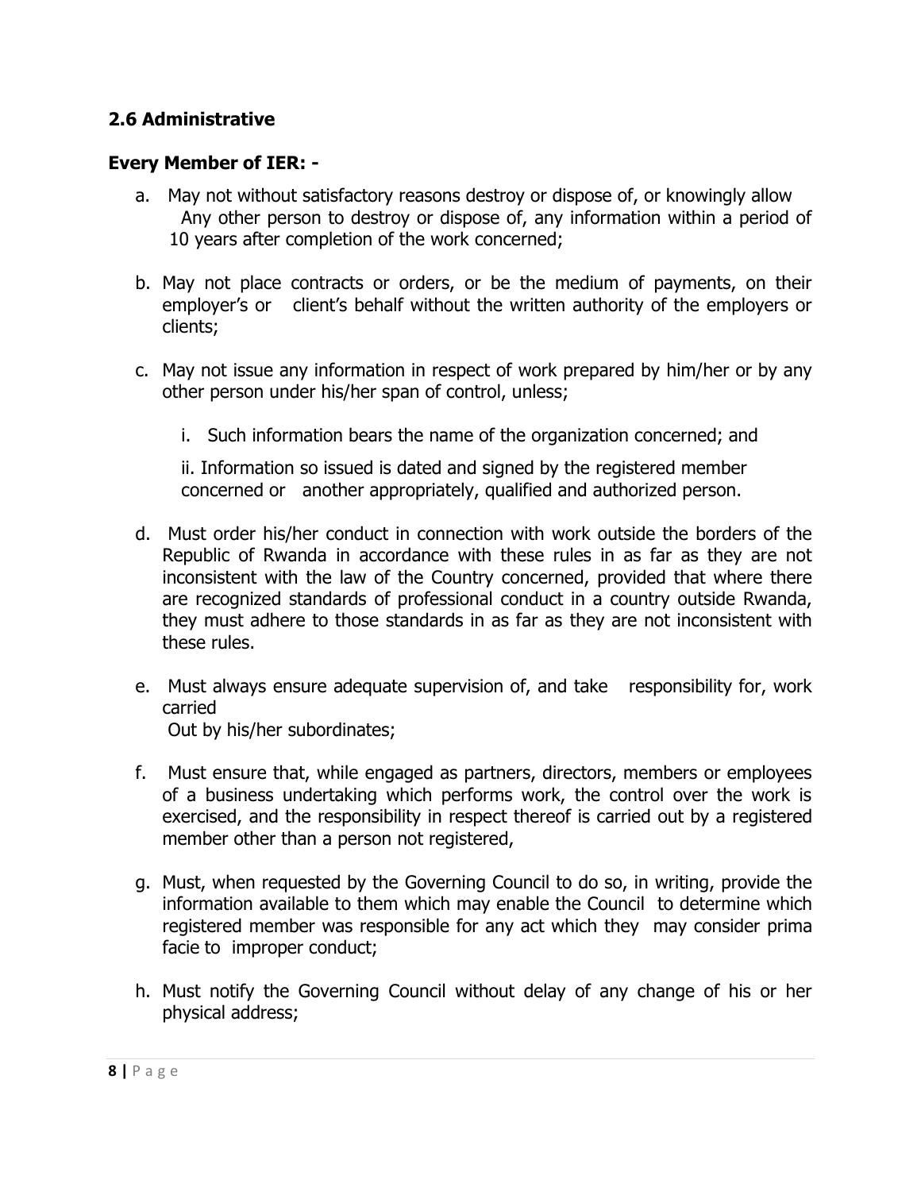## 2.6 Administrative

**Every Member of IER: -**

a. May not without satisfactory reasons destroy or dispose of, or knowingly allow Any other person to destroy or dispose of, any information within a period of 10 years after completion of the work concerned;

b. May not place contracts or orders, or be the medium of payments, on their employer's or client's behalf without the written authority of the employers or clients;

c. May not issue any information in respect of work prepared by him/her or by any other person under his/her span of control, unless;

   i. Such information bears the name of the organization concerned; and

   ii. Information so issued is dated and signed by the registered member concerned or another appropriately, qualified and authorized person.

d. Must order his/her conduct in connection with work outside the borders of the Republic of Rwanda in accordance with these rules in as far as they are not inconsistent with the law of the Country concerned, provided that where there are recognized standards of professional conduct in a country outside Rwanda, they must adhere to those standards in as far as they are not inconsistent with these rules.

e. Must always ensure adequate supervision of, and take responsibility for, work carried Out by his/her subordinates;

f. Must ensure that, while engaged as partners, directors, members or employees of a business undertaking which performs work, the control over the work is exercised, and the responsibility in respect thereof is carried out by a registered member other than a person not registered,

g. Must, when requested by the Governing Council to do so, in writing, provide the information available to them which may enable the Council to determine which registered member was responsible for any act which they may consider prima facie to improper conduct;

h. Must notify the Governing Council without delay of any change of his or her physical address;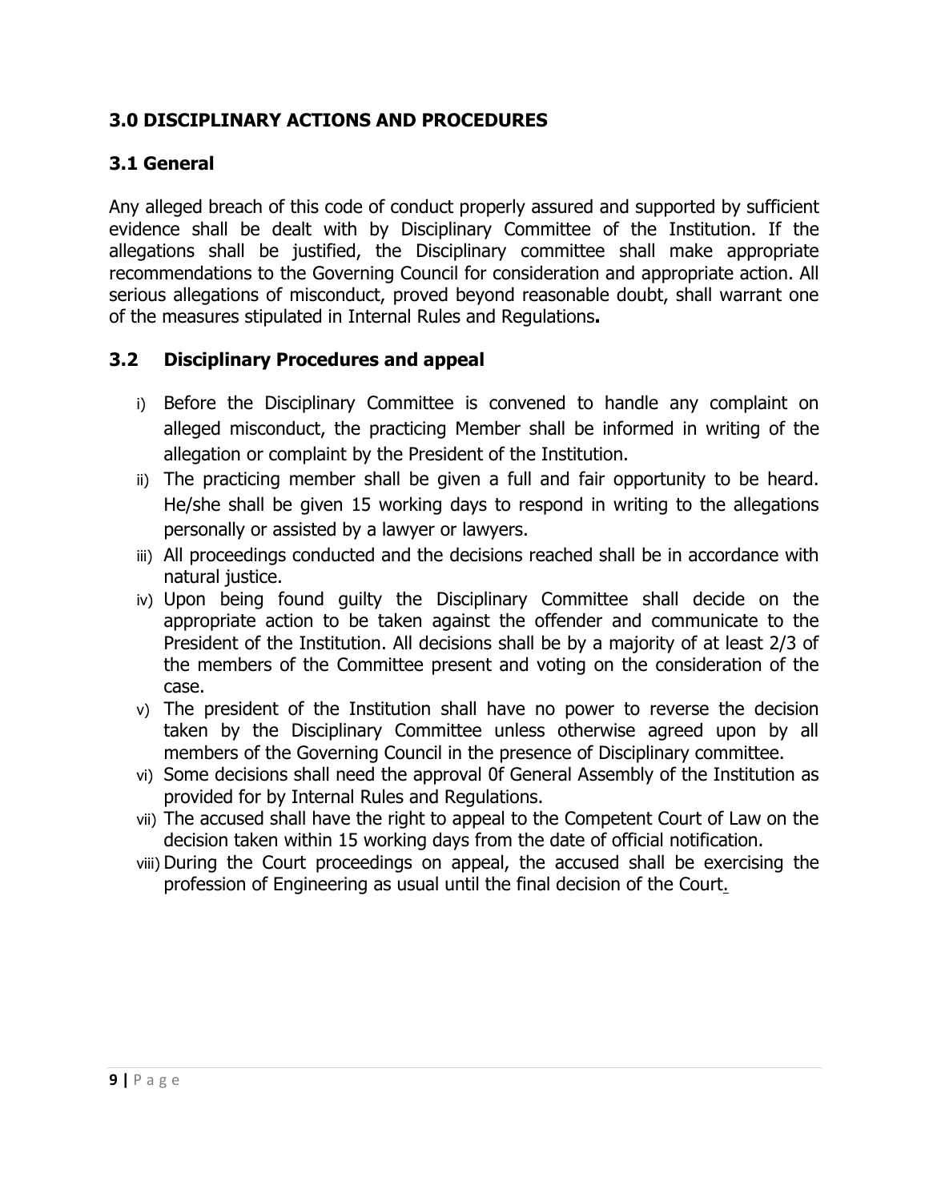## 3.0 DISCIPLINARY ACTIONS AND PROCEDURES

### 3.1 General

Any alleged breach of this code of conduct properly assured and supported by sufficient evidence shall be dealt with by Disciplinary Committee of the Institution. If the allegations shall be justified, the Disciplinary committee shall make appropriate recommendations to the Governing Council for consideration and appropriate action. All serious allegations of misconduct, proved beyond reasonable doubt, shall warrant one of the measures stipulated in Internal Rules and Regulations**.**

### 3.2 Disciplinary Procedures and appeal

i) Before the Disciplinary Committee is convened to handle any complaint on alleged misconduct, the practicing Member shall be informed in writing of the allegation or complaint by the President of the Institution.

ii) The practicing member shall be given a full and fair opportunity to be heard. He/she shall be given 15 working days to respond in writing to the allegations personally or assisted by a lawyer or lawyers.

iii) All proceedings conducted and the decisions reached shall be in accordance with natural justice.

iv) Upon being found guilty the Disciplinary Committee shall decide on the appropriate action to be taken against the offender and communicate to the President of the Institution. All decisions shall be by a majority of at least 2/3 of the members of the Committee present and voting on the consideration of the case.

v) The president of the Institution shall have no power to reverse the decision taken by the Disciplinary Committee unless otherwise agreed upon by all members of the Governing Council in the presence of Disciplinary committee.

vi) Some decisions shall need the approval 0f General Assembly of the Institution as provided for by Internal Rules and Regulations.

vii) The accused shall have the right to appeal to the Competent Court of Law on the decision taken within 15 working days from the date of official notification.

viii) During the Court proceedings on appeal, the accused shall be exercising the profession of Engineering as usual until the final decision of the Court.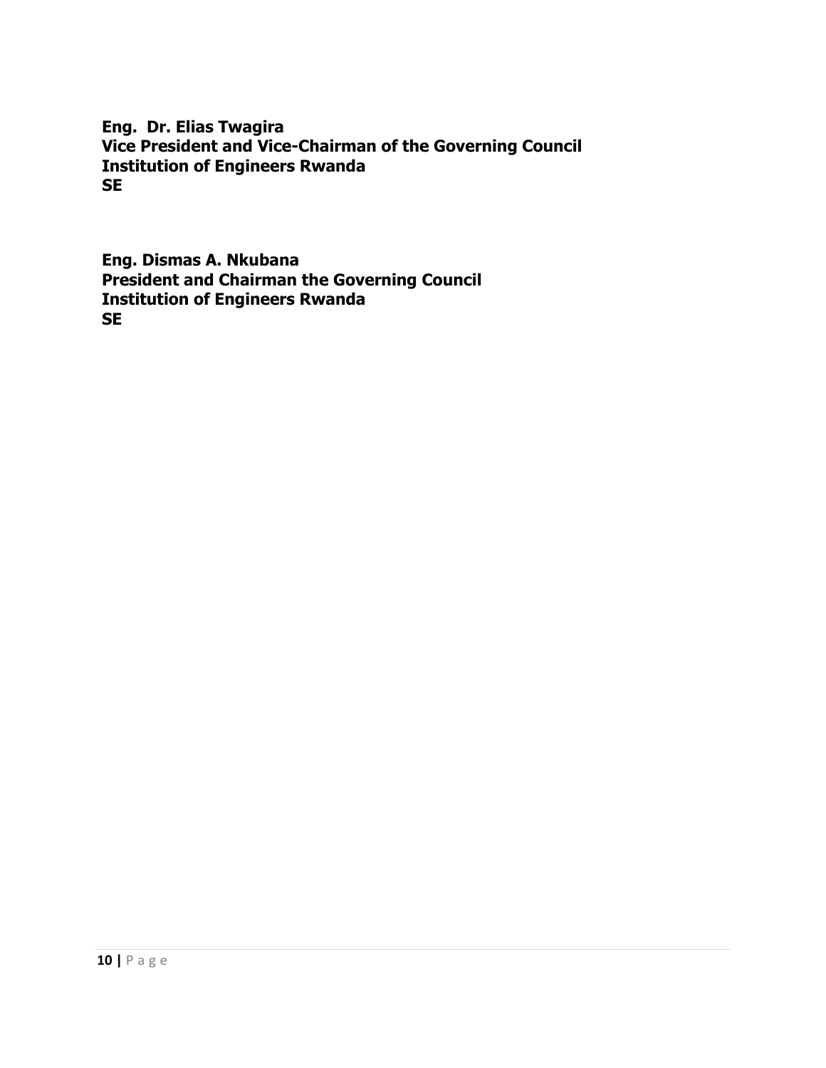**Eng. Dr. Elias Twagira**
**Vice President and Vice-Chairman of the Governing Council**
**Institution of Engineers Rwanda**
**SE**

**Eng. Dismas A. Nkubana**
**President and Chairman the Governing Council**
**Institution of Engineers Rwanda**
**SE**